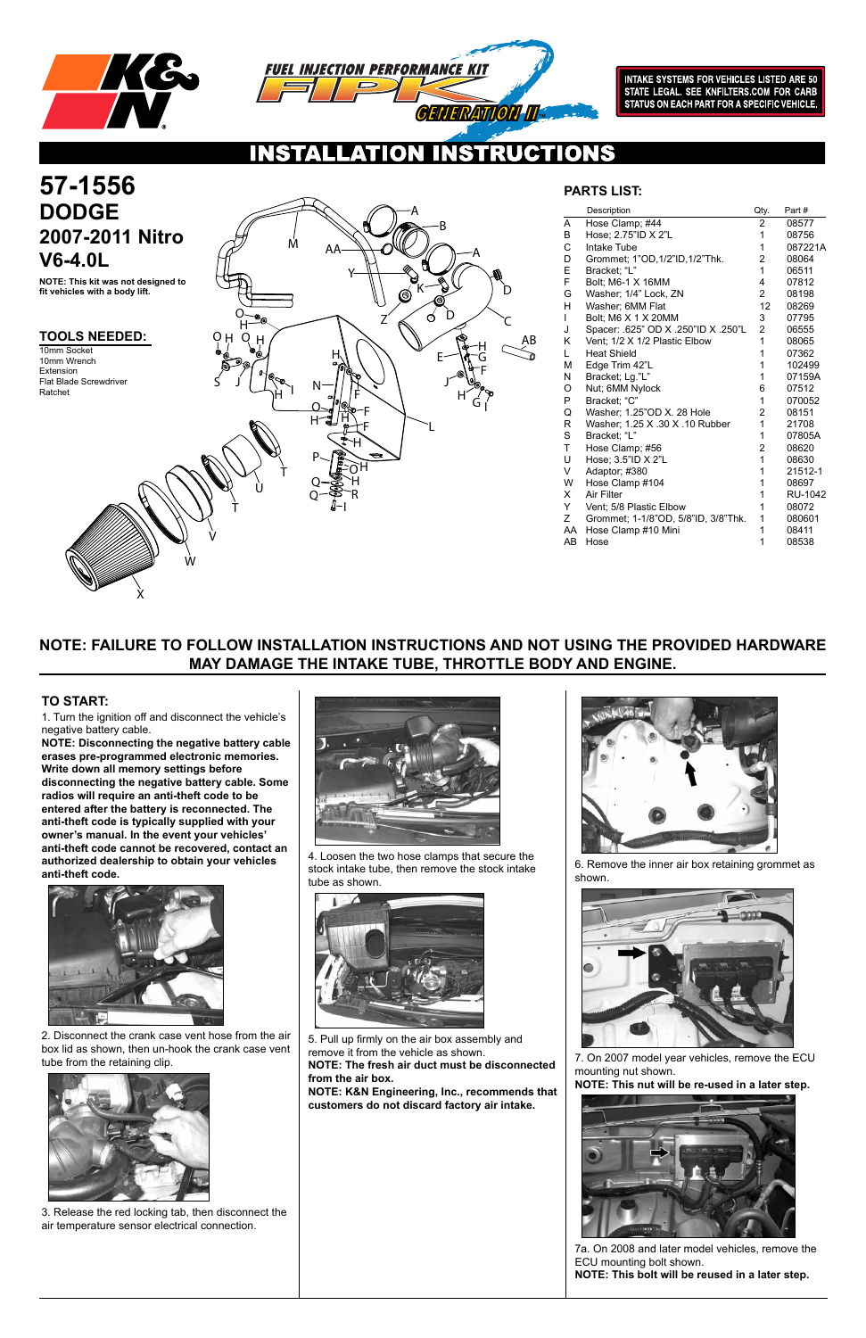INTAKE SYSTEMS FOR VEHICLES LISTED ARE 50 STATE LEGAL. SEE KNFILTERS.COM FOR CARB STATUS ON EACH PART FOR A SPECIFIC VEHICLE.

FUEL INJECTION PERFORMANCE KIT FIPK GENERATION II

# INSTALLATION INSTRUCTIONS

# 57-1556

## DODGE

## 2007-2011 Nitro V6-4.0L

**NOTE: This kit was not designed to fit vehicles with a body lift.**

### TOOLS NEEDED:

10mm Socket
10mm Wrench
Extension
Flat Blade Screwdriver
Ratchet

### PARTS LIST:

| | Description | Qty. | Part # |
|---|---|---|---|
| A | Hose Clamp; #44 | 2 | 08577 |
| B | Hose; 2.75"ID X 2"L | 1 | 08756 |
| C | Intake Tube | 1 | 087221A |
| D | Grommet; 1"OD,1/2"ID,1/2"Thk. | 2 | 08064 |
| E | Bracket; "L" | 1 | 06511 |
| F | Bolt; M6-1 X 16MM | 4 | 07812 |
| G | Washer; 1/4" Lock, ZN | 2 | 08198 |
| H | Washer; 6MM Flat | 12 | 08269 |
| I | Bolt; M6 X 1 X 20MM | 3 | 07795 |
| J | Spacer: .625" OD X .250"ID X .250"L | 2 | 06555 |
| K | Vent; 1/2 X 1/2 Plastic Elbow | 1 | 08065 |
| L | Heat Shield | 1 | 07362 |
| M | Edge Trim 42"L | 1 | 102499 |
| N | Bracket; Lg."L" | 1 | 07159A |
| O | Nut; 6MM Nylock | 6 | 07512 |
| P | Bracket; "C" | 1 | 070052 |
| Q | Washer; 1.25"OD X. 28 Hole | 2 | 08151 |
| R | Washer; 1.25 X .30 X .10 Rubber | 1 | 21708 |
| S | Bracket; "L" | 1 | 07805A |
| T | Hose Clamp; #56 | 2 | 08620 |
| U | Hose; 3.5"ID X 2"L | 1 | 08630 |
| V | Adaptor; #380 | 1 | 21512-1 |
| W | Hose Clamp #104 | 1 | 08697 |
| X | Air Filter | 1 | RU-1042 |
| Y | Vent; 5/8 Plastic Elbow | 1 | 08072 |
| Z | Grommet; 1-1/8"OD, 5/8"ID, 3/8"Thk. | 1 | 080601 |
| AA | Hose Clamp #10 Mini | 1 | 08411 |
| AB | Hose | 1 | 08538 |

**NOTE: FAILURE TO FOLLOW INSTALLATION INSTRUCTIONS AND NOT USING THE PROVIDED HARDWARE MAY DAMAGE THE INTAKE TUBE, THROTTLE BODY AND ENGINE.**

### TO START:

1. Turn the ignition off and disconnect the vehicle's negative battery cable.

**NOTE: Disconnecting the negative battery cable erases pre-programmed electronic memories. Write down all memory settings before disconnecting the negative battery cable. Some radios will require an anti-theft code to be entered after the battery is reconnected. The anti-theft code is typically supplied with your owner's manual. In the event your vehicles' anti-theft code cannot be recovered, contact an authorized dealership to obtain your vehicles anti-theft code.**

2. Disconnect the crank case vent hose from the air box lid as shown, then un-hook the crank case vent tube from the retaining clip.

3. Release the red locking tab, then disconnect the air temperature sensor electrical connection.

4. Loosen the two hose clamps that secure the stock intake tube, then remove the stock intake tube as shown.

5. Pull up firmly on the air box assembly and remove it from the vehicle as shown.

**NOTE: The fresh air duct must be disconnected from the air box.**

**NOTE: K&N Engineering, Inc., recommends that customers do not discard factory air intake.**

6. Remove the inner air box retaining grommet as shown.

7. On 2007 model year vehicles, remove the ECU mounting nut shown.

**NOTE: This nut will be re-used in a later step.**

7a. On 2008 and later model vehicles, remove the ECU mounting bolt shown.

**NOTE: This bolt will be reused in a later step.**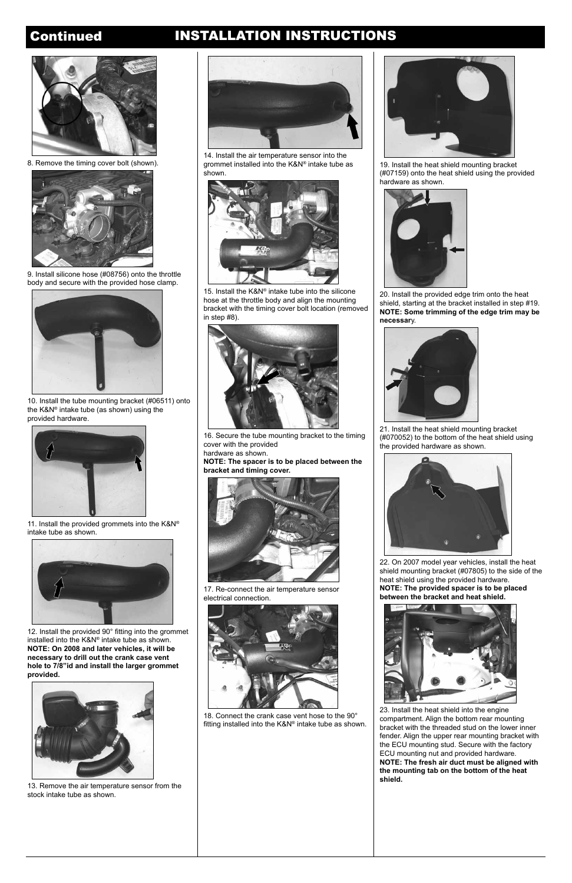# Continued INSTALLATION INSTRUCTIONS

8. Remove the timing cover bolt (shown).

9. Install silicone hose (#08756) onto the throttle body and secure with the provided hose clamp.

10. Install the tube mounting bracket (#06511) onto the K&N® intake tube (as shown) using the provided hardware.

11. Install the provided grommets into the K&N® intake tube as shown.

12. Install the provided 90° fitting into the grommet installed into the K&N® intake tube as shown. **NOTE: On 2008 and later vehicles, it will be necessary to drill out the crank case vent hole to 7/8"id and install the larger grommet provided.**

13. Remove the air temperature sensor from the stock intake tube as shown.

14. Install the air temperature sensor into the grommet installed into the K&N® intake tube as shown.

15. Install the K&N® intake tube into the silicone hose at the throttle body and align the mounting bracket with the timing cover bolt location (removed in step #8).

16. Secure the tube mounting bracket to the timing cover with the provided hardware as shown.
**NOTE: The spacer is to be placed between the bracket and timing cover.**

17. Re-connect the air temperature sensor electrical connection.

18. Connect the crank case vent hose to the 90° fitting installed into the K&N® intake tube as shown.

19. Install the heat shield mounting bracket (#07159) onto the heat shield using the provided hardware as shown.

20. Install the provided edge trim onto the heat shield, starting at the bracket installed in step #19. **NOTE: Some trimming of the edge trim may be necessar**y.

21. Install the heat shield mounting bracket (#070052) to the bottom of the heat shield using the provided hardware as shown.

22. On 2007 model year vehicles, install the heat shield mounting bracket (#07805) to the side of the heat shield using the provided hardware.
**NOTE: The provided spacer is to be placed between the bracket and heat shield.**

23. Install the heat shield into the engine compartment. Align the bottom rear mounting bracket with the threaded stud on the lower inner fender. Align the upper rear mounting bracket with the ECU mounting stud. Secure with the factory ECU mounting nut and provided hardware.
**NOTE: The fresh air duct must be aligned with the mounting tab on the bottom of the heat shield.**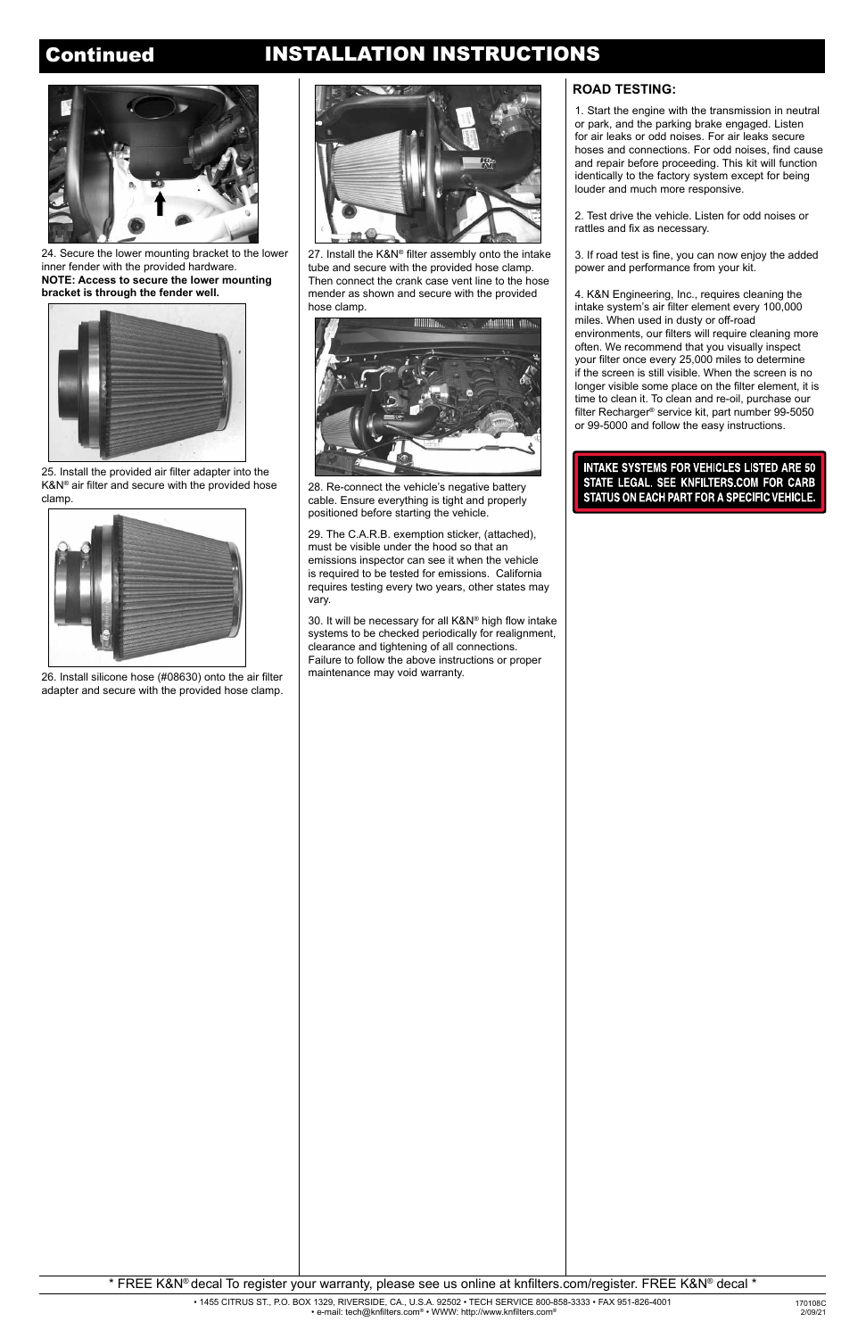# Continued INSTALLATION INSTRUCTIONS

24. Secure the lower mounting bracket to the lower inner fender with the provided hardware.
**NOTE: Access to secure the lower mounting bracket is through the fender well.**

25. Install the provided air filter adapter into the K&N® air filter and secure with the provided hose clamp.

26. Install silicone hose (#08630) onto the air filter adapter and secure with the provided hose clamp.

27. Install the K&N® filter assembly onto the intake tube and secure with the provided hose clamp. Then connect the crank case vent line to the hose mender as shown and secure with the provided hose clamp.

28. Re-connect the vehicle's negative battery cable. Ensure everything is tight and properly positioned before starting the vehicle.

29. The C.A.R.B. exemption sticker, (attached), must be visible under the hood so that an emissions inspector can see it when the vehicle is required to be tested for emissions. California requires testing every two years, other states may vary.

30. It will be necessary for all K&N® high flow intake systems to be checked periodically for realignment, clearance and tightening of all connections. Failure to follow the above instructions or proper maintenance may void warranty.

## ROAD TESTING:

1. Start the engine with the transmission in neutral or park, and the parking brake engaged. Listen for air leaks or odd noises. For air leaks secure hoses and connections. For odd noises, find cause and repair before proceeding. This kit will function identically to the factory system except for being louder and much more responsive.

2. Test drive the vehicle. Listen for odd noises or rattles and fix as necessary.

3. If road test is fine, you can now enjoy the added power and performance from your kit.

4. K&N Engineering, Inc., requires cleaning the intake system's air filter element every 100,000 miles. When used in dusty or off-road environments, our filters will require cleaning more often. We recommend that you visually inspect your filter once every 25,000 miles to determine if the screen is still visible. When the screen is no longer visible some place on the filter element, it is time to clean it. To clean and re-oil, purchase our filter Recharger® service kit, part number 99-5050 or 99-5000 and follow the easy instructions.

**INTAKE SYSTEMS FOR VEHICLES LISTED ARE 50 STATE LEGAL. SEE KNFILTERS.COM FOR CARB STATUS ON EACH PART FOR A SPECIFIC VEHICLE.**

* FREE K&N® decal To register your warranty, please see us online at knfilters.com/register. FREE K&N® decal *

• 1455 CITRUS ST., P.O. BOX 1329, RIVERSIDE, CA., U.S.A. 92502 • TECH SERVICE 800-858-3333 • FAX 951-826-4001
• e-mail: tech@knfilters.com® • WWW: http://www.knfilters.com®

170108C
2/09/21